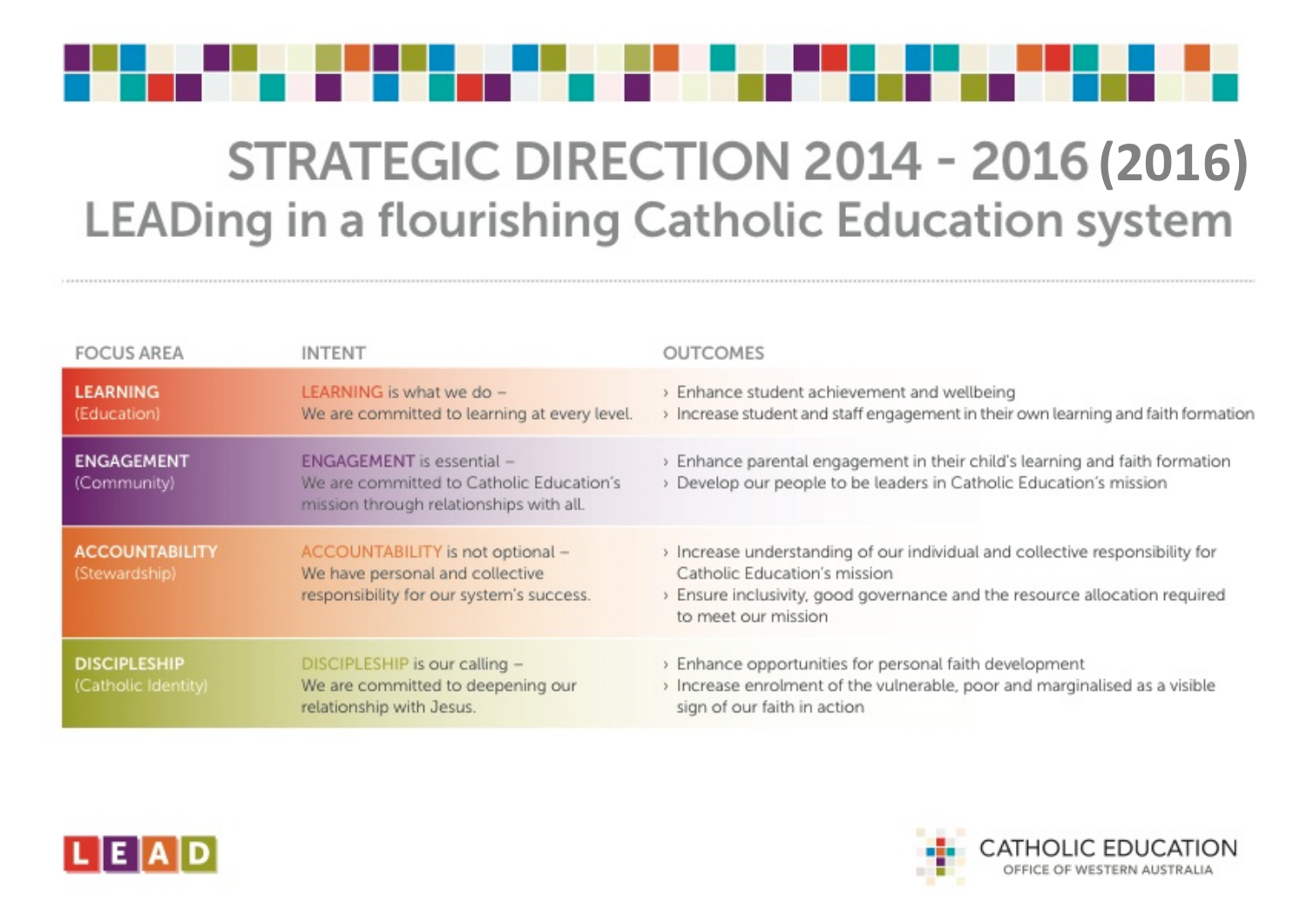# STRATEGIC DIRECTION 2014 - 2016 (2016)

## LEADing in a flourishing Catholic Education system

| FOCUS AREA | INTENT | OUTCOMES |
| --- | --- | --- |
| **LEARNING** (Education) | LEARNING is what we do – We are committed to learning at every level. | › Enhance student achievement and wellbeing<br>› Increase student and staff engagement in their own learning and faith formation |
| **ENGAGEMENT** (Community) | ENGAGEMENT is essential – We are committed to Catholic Education's mission through relationships with all. | › Enhance parental engagement in their child's learning and faith formation<br>› Develop our people to be leaders in Catholic Education's mission |
| **ACCOUNTABILITY** (Stewardship) | ACCOUNTABILITY is not optional – We have personal and collective responsibility for our system's success. | › Increase understanding of our individual and collective responsibility for Catholic Education's mission<br>› Ensure inclusivity, good governance and the resource allocation required to meet our mission |
| **DISCIPLESHIP** (Catholic Identity) | DISCIPLESHIP is our calling – We are committed to deepening our relationship with Jesus. | › Enhance opportunities for personal faith development<br>› Increase enrolment of the vulnerable, poor and marginalised as a visible sign of our faith in action |

LEAD

CATHOLIC EDUCATION
OFFICE OF WESTERN AUSTRALIA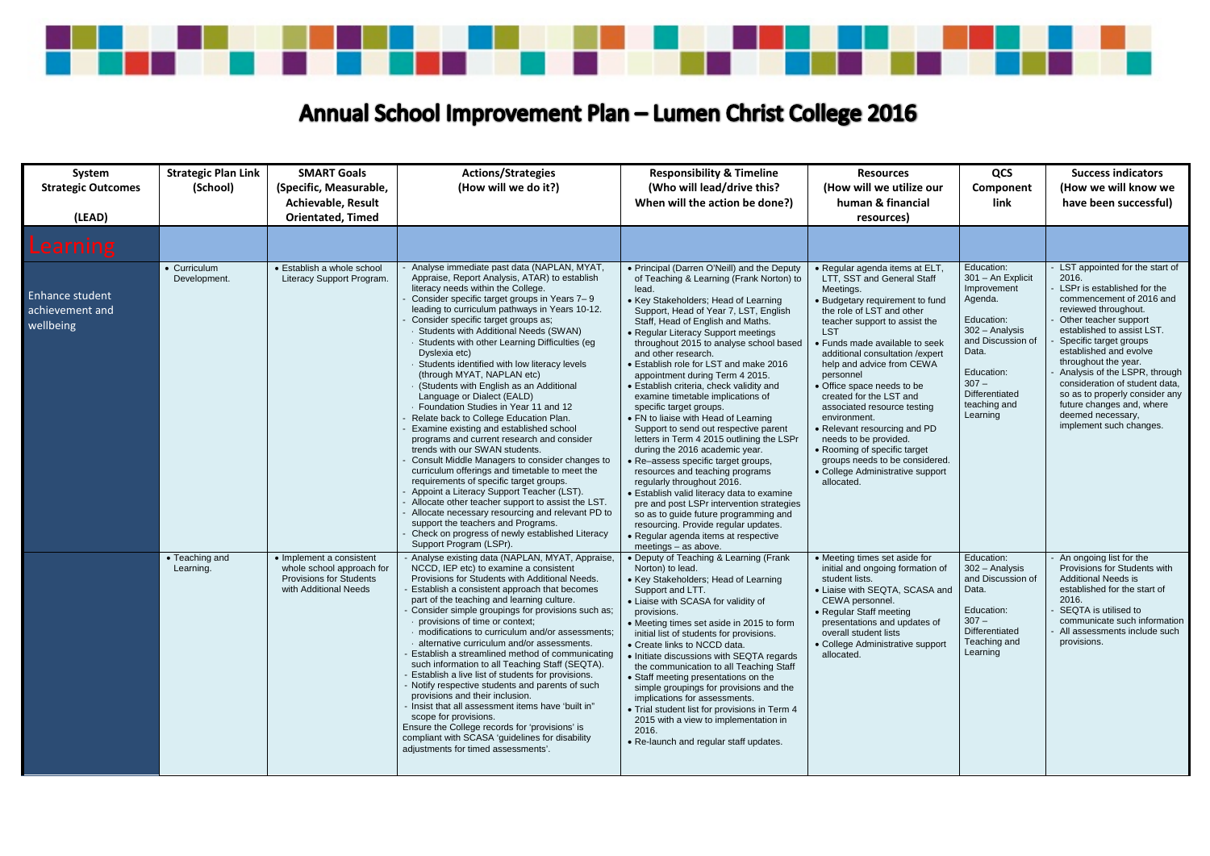# Annual School Improvement Plan – Lumen Christ College 2016

| System Strategic Outcomes (LEAD) | Strategic Plan Link (School) | SMART Goals (Specific, Measurable, Achievable, Result Orientated, Timed | Actions/Strategies (How will we do it?) | Responsibility & Timeline (Who will lead/drive this? When will the action be done?) | Resources (How will we utilize our human & financial resources) | QCS Component link | Success indicators (How we will know we have been successful) |
|---|---|---|---|---|---|---|---|
| Learning | | | | | | | |
| Enhance student achievement and wellbeing | • Curriculum Development. | • Establish a whole school Literacy Support Program. | - Analyse immediate past data (NAPLAN, MYAT, Appraise, Report Analysis, ATAR) to establish literacy needs within the College.<br>- Consider specific target groups in Years 7– 9 leading to curriculum pathways in Years 10-12.<br>- Consider specific target groups as;<br>· Students with Additional Needs (SWAN)<br>· Students with other Learning Difficulties (eg Dyslexia etc)<br>· Students identified with low literacy levels (through MYAT, NAPLAN etc)<br>· (Students with English as an Additional Language or Dialect (EALD)<br>· Foundation Studies in Year 11 and 12<br>- Relate back to College Education Plan.<br>- Examine existing and established school programs and current research and consider trends with our SWAN students.<br>- Consult Middle Managers to consider changes to curriculum offerings and timetable to meet the requirements of specific target groups.<br>- Appoint a Literacy Support Teacher (LST).<br>- Allocate other teacher support to assist the LST.<br>- Allocate necessary resourcing and relevant PD to support the teachers and Programs.<br>- Check on progress of newly established Literacy Support Program (LSPr). | • Principal (Darren O'Neill) and the Deputy of Teaching & Learning (Frank Norton) to lead.<br>• Key Stakeholders; Head of Learning Support, Head of Year 7, LST, English Staff, Head of English and Maths.<br>• Regular Literacy Support meetings throughout 2015 to analyse school based and other research.<br>• Establish role for LST and make 2016 appointment during Term 4 2015.<br>• Establish criteria, check validity and examine timetable implications of specific target groups.<br>• FN to liaise with Head of Learning Support to send out respective parent letters in Term 4 2015 outlining the LSPr during the 2016 academic year.<br>• Re–assess specific target groups, resources and teaching programs regularly throughout 2016.<br>• Establish valid literacy data to examine pre and post LSPr intervention strategies so as to guide future programming and resourcing. Provide regular updates.<br>• Regular agenda items at respective meetings – as above. | • Regular agenda items at ELT, LTT, SST and General Staff Meetings.<br>• Budgetary requirement to fund the role of LST and other teacher support to assist the LST<br>• Funds made available to seek additional consultation /expert help and advice from CEWA personnel<br>• Office space needs to be created for the LST and associated resource testing environment.<br>• Relevant resourcing and PD needs to be provided.<br>• Rooming of specific target groups needs to be considered.<br>• College Administrative support allocated. | Education: 301 – An Explicit Improvement Agenda.<br><br>Education: 302 – Analysis and Discussion of Data.<br><br>Education: 307 – Differentiated teaching and Learning | - LST appointed for the start of 2016.<br>- LSPr is established for the commencement of 2016 and reviewed throughout.<br>- Other teacher support established to assist LST.<br>- Specific target groups established and evolve throughout the year.<br>- Analysis of the LSPR, through consideration of student data, so as to properly consider any future changes and, where deemed necessary, implement such changes. |
| | • Teaching and Learning. | • Implement a consistent whole school approach for Provisions for Students with Additional Needs | - Analyse existing data (NAPLAN, MYAT, Appraise, NCCD, IEP etc) to examine a consistent Provisions for Students with Additional Needs.<br>- Establish a consistent approach that becomes part of the teaching and learning culture.<br>- Consider simple groupings for provisions such as;<br>· provisions of time or context;<br>· modifications to curriculum and/or assessments;<br>· alternative curriculum and/or assessments.<br>- Establish a streamlined method of communicating such information to all Teaching Staff (SEQTA).<br>- Establish a live list of students for provisions.<br>- Notify respective students and parents of such provisions and their inclusion.<br>- Insist that all assessment items have 'built in" scope for provisions.<br>Ensure the College records for 'provisions' is compliant with SCASA 'guidelines for disability adjustments for timed assessments'. | • Deputy of Teaching & Learning (Frank Norton) to lead.<br>• Key Stakeholders; Head of Learning Support and LTT.<br>• Liaise with SCASA for validity of provisions.<br>• Meeting times set aside in 2015 to form initial list of students for provisions.<br>• Create links to NCCD data.<br>• Initiate discussions with SEQTA regards the communication to all Teaching Staff<br>• Staff meeting presentations on the simple groupings for provisions and the implications for assessments.<br>• Trial student list for provisions in Term 4 2015 with a view to implementation in 2016.<br>• Re-launch and regular staff updates. | • Meeting times set aside for initial and ongoing formation of student lists.<br>• Liaise with SEQTA, SCASA and CEWA personnel.<br>• Regular Staff meeting presentations and updates of overall student lists<br>• College Administrative support allocated. | Education: 302 – Analysis and Discussion of Data.<br><br>Education: 307 – Differentiated Teaching and Learning | - An ongoing list for the Provisions for Students with Additional Needs is established for the start of 2016.<br>- SEQTA is utilised to communicate such information<br>- All assessments include such provisions. |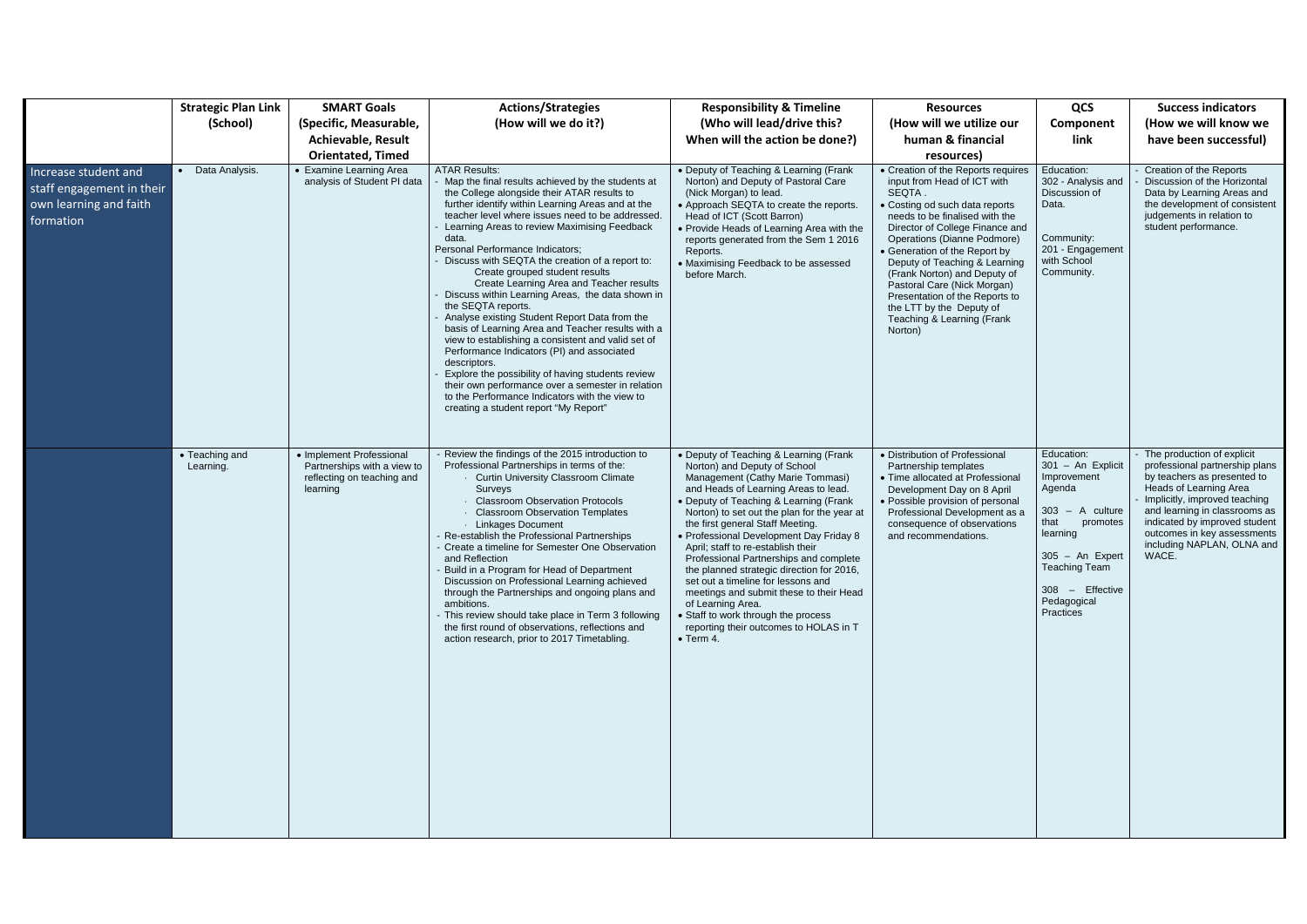| | Strategic Plan Link (School) | SMART Goals (Specific, Measurable, Achievable, Result Orientated, Timed | Actions/Strategies (How will we do it?) | Responsibility & Timeline (Who will lead/drive this? When will the action be done?) | Resources (How will we utilize our human & financial resources) | QCS Component link | Success indicators (How we will know we have been successful) |
|---|---|---|---|---|---|---|---|
| Increase student and staff engagement in their own learning and faith formation | • Data Analysis. | • Examine Learning Area analysis of Student PI data | ATAR Results: <br> - Map the final results achieved by the students at the College alongside their ATAR results to further identify within Learning Areas and at the teacher level where issues need to be addressed. <br> - Learning Areas to review Maximising Feedback data. <br> Personal Performance Indicators; <br> - Discuss with SEQTA the creation of a report to: <br> Create grouped student results <br> Create Learning Area and Teacher results <br> - Discuss within Learning Areas, the data shown in the SEQTA reports. <br> - Analyse existing Student Report Data from the basis of Learning Area and Teacher results with a view to establishing a consistent and valid set of Performance Indicators (PI) and associated descriptors. <br> - Explore the possibility of having students review their own performance over a semester in relation to the Performance Indicators with the view to creating a student report "My Report" | • Deputy of Teaching & Learning (Frank Norton) and Deputy of Pastoral Care (Nick Morgan) to lead. <br> • Approach SEQTA to create the reports. Head of ICT (Scott Barron) <br> • Provide Heads of Learning Area with the reports generated from the Sem 1 2016 Reports. <br> • Maximising Feedback to be assessed before March. | • Creation of the Reports requires input from Head of ICT with SEQTA . <br> • Costing od such data reports needs to be finalised with the Director of College Finance and Operations (Dianne Podmore) <br> • Generation of the Report by Deputy of Teaching & Learning (Frank Norton) and Deputy of Pastoral Care (Nick Morgan) Presentation of the Reports to the LTT by the Deputy of Teaching & Learning (Frank Norton) | Education: <br> 302 - Analysis and Discussion of Data. <br><br> Community: <br> 201 - Engagement with School Community. | - Creation of the Reports <br> - Discussion of the Horizontal Data by Learning Areas and the development of consistent judgements in relation to student performance. |
| | • Teaching and Learning. | • Implement Professional Partnerships with a view to reflecting on teaching and learning | - Review the findings of the 2015 introduction to Professional Partnerships in terms of the: <br> · Curtin University Classroom Climate Surveys <br> · Classroom Observation Protocols <br> · Classroom Observation Templates <br> · Linkages Document <br> - Re-establish the Professional Partnerships <br> - Create a timeline for Semester One Observation and Reflection <br> - Build in a Program for Head of Department Discussion on Professional Learning achieved through the Partnerships and ongoing plans and ambitions. <br> - This review should take place in Term 3 following the first round of observations, reflections and action research, prior to 2017 Timetabling. | • Deputy of Teaching & Learning (Frank Norton) and Deputy of School Management (Cathy Marie Tommasi) and Heads of Learning Areas to lead. <br> • Deputy of Teaching & Learning (Frank Norton) to set out the plan for the year at the first general Staff Meeting. <br> • Professional Development Day Friday 8 April; staff to re-establish their Professional Partnerships and complete the planned strategic direction for 2016, set out a timeline for lessons and meetings and submit these to their Head of Learning Area. <br> • Staff to work through the process reporting their outcomes to HOLAS in T <br> • Term 4. | • Distribution of Professional Partnership templates <br> • Time allocated at Professional Development Day on 8 April <br> • Possible provision of personal Professional Development as a consequence of observations and recommendations. | Education: <br> 301 – An Explicit Improvement Agenda <br><br> 303 – A culture that promotes learning <br><br> 305 – An Expert Teaching Team <br><br> 308 – Effective Pedagogical Practices | - The production of explicit professional partnership plans by teachers as presented to Heads of Learning Area <br> - Implicitly, improved teaching and learning in classrooms as indicated by improved student outcomes in key assessments including NAPLAN, OLNA and WACE. |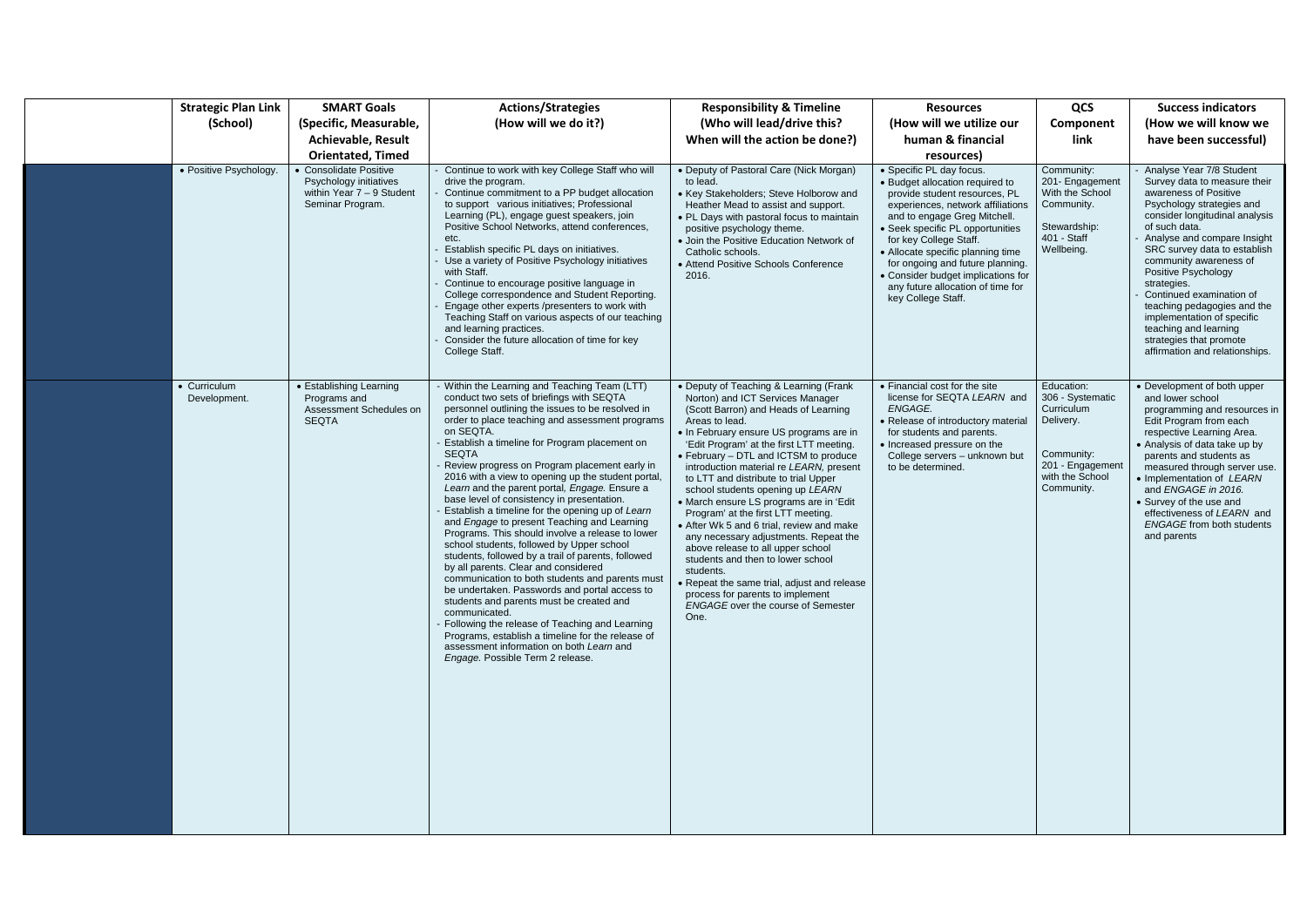| | Strategic Plan Link (School) | SMART Goals (Specific, Measurable, Achievable, Result Orientated, Timed | Actions/Strategies (How will we do it?) | Responsibility & Timeline (Who will lead/drive this? When will the action be done?) | Resources (How will we utilize our human & financial resources) | QCS Component link | Success indicators (How we will know we have been successful) |
|---|---|---|---|---|---|---|---|
| | • Positive Psychology. | • Consolidate Positive Psychology initiatives within Year 7 – 9 Student Seminar Program. | - Continue to work with key College Staff who will drive the program.<br>- Continue commitment to a PP budget allocation to support various initiatives; Professional Learning (PL), engage guest speakers, join Positive School Networks, attend conferences, etc.<br>- Establish specific PL days on initiatives.<br>- Use a variety of Positive Psychology initiatives with Staff.<br>- Continue to encourage positive language in College correspondence and Student Reporting.<br>- Engage other experts /presenters to work with Teaching Staff on various aspects of our teaching and learning practices.<br>- Consider the future allocation of time for key College Staff. | • Deputy of Pastoral Care (Nick Morgan) to lead.<br>• Key Stakeholders; Steve Holborow and Heather Mead to assist and support.<br>• PL Days with pastoral focus to maintain positive psychology theme.<br>• Join the Positive Education Network of Catholic schools.<br>• Attend Positive Schools Conference 2016. | • Specific PL day focus.<br>• Budget allocation required to provide student resources, PL experiences, network affiliations and to engage Greg Mitchell.<br>• Seek specific PL opportunities for key College Staff.<br>• Allocate specific planning time for ongoing and future planning.<br>• Consider budget implications for any future allocation of time for key College Staff. | Community: 201- Engagement With the School Community.<br><br>Stewardship: 401 - Staff Wellbeing. | - Analyse Year 7/8 Student Survey data to measure their awareness of Positive Psychology strategies and consider longitudinal analysis of such data.<br>- Analyse and compare Insight SRC survey data to establish community awareness of Positive Psychology strategies.<br>- Continued examination of teaching pedagogies and the implementation of specific teaching and learning strategies that promote affirmation and relationships. |
| | • Curriculum Development. | • Establishing Learning Programs and Assessment Schedules on SEQTA | - Within the Learning and Teaching Team (LTT) conduct two sets of briefings with SEQTA personnel outlining the issues to be resolved in order to place teaching and assessment programs on SEQTA.<br>- Establish a timeline for Program placement on SEQTA<br>- Review progress on Program placement early in 2016 with a view to opening up the student portal, *Learn* and the parent portal, *Engage.* Ensure a base level of consistency in presentation.<br>- Establish a timeline for the opening up of *Learn* and *Engage* to present Teaching and Learning Programs. This should involve a release to lower school students, followed by Upper school students, followed by a trail of parents, followed by all parents. Clear and considered communication to both students and parents must be undertaken. Passwords and portal access to students and parents must be created and communicated.<br>- Following the release of Teaching and Learning Programs, establish a timeline for the release of assessment information on both *Learn* and *Engage.* Possible Term 2 release. | • Deputy of Teaching & Learning (Frank Norton) and ICT Services Manager (Scott Barron) and Heads of Learning Areas to lead.<br>• In February ensure US programs are in 'Edit Program' at the first LTT meeting.<br>• February – DTL and ICTSM to produce introduction material re *LEARN*, present to LTT and distribute to trial Upper school students opening up *LEARN*<br>• March ensure LS programs are in 'Edit Program' at the first LTT meeting.<br>• After Wk 5 and 6 trial, review and make any necessary adjustments. Repeat the above release to all upper school students and then to lower school students.<br>• Repeat the same trial, adjust and release process for parents to implement *ENGAGE* over the course of Semester One. | • Financial cost for the site license for SEQTA *LEARN* and *ENGAGE.*<br>• Release of introductory material for students and parents.<br>• Increased pressure on the College servers – unknown but to be determined. | Education: 306 - Systematic Curriculum Delivery.<br><br>Community: 201 - Engagement with the School Community. | • Development of both upper and lower school programming and resources in Edit Program from each respective Learning Area.<br>• Analysis of data take up by parents and students as measured through server use.<br>• Implementation of *LEARN* and *ENGAGE in 2016.*<br>• Survey of the use and effectiveness of *LEARN* and *ENGAGE* from both students and parents |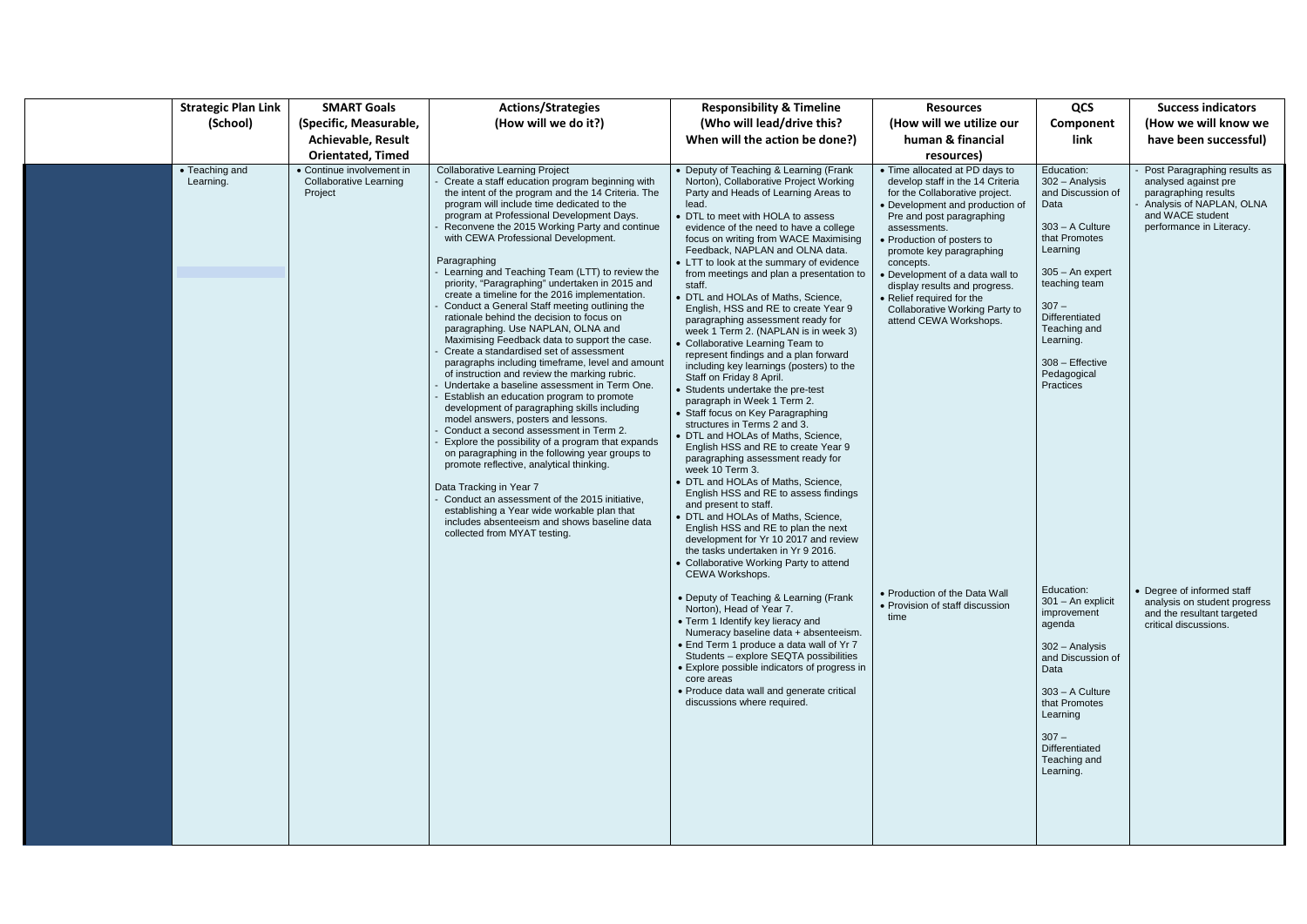| | Strategic Plan Link (School) | SMART Goals (Specific, Measurable, Achievable, Result Orientated, Timed | Actions/Strategies (How will we do it?) | Responsibility & Timeline (Who will lead/drive this? When will the action be done?) | Resources (How will we utilize our human & financial resources) | QCS Component link | Success indicators (How we will know we have been successful) |
|---|---|---|---|---|---|---|---|
| | • Teaching and Learning. | • Continue involvement in Collaborative Learning Project | Collaborative Learning Project<br>- Create a staff education program beginning with the intent of the program and the 14 Criteria. The program will include time dedicated to the program at Professional Development Days.<br>- Reconvene the 2015 Working Party and continue with CEWA Professional Development.<br><br>Paragraphing<br>- Learning and Teaching Team (LTT) to review the priority, "Paragraphing" undertaken in 2015 and create a timeline for the 2016 implementation.<br>- Conduct a General Staff meeting outlining the rationale behind the decision to focus on paragraphing. Use NAPLAN, OLNA and Maximising Feedback data to support the case.<br>- Create a standardised set of assessment paragraphs including timeframe, level and amount of instruction and review the marking rubric.<br>- Undertake a baseline assessment in Term One.<br>- Establish an education program to promote development of paragraphing skills including model answers, posters and lessons.<br>- Conduct a second assessment in Term 2.<br>- Explore the possibility of a program that expands on paragraphing in the following year groups to promote reflective, analytical thinking.<br><br>Data Tracking in Year 7<br>- Conduct an assessment of the 2015 initiative, establishing a Year wide workable plan that includes absenteeism and shows baseline data collected from MYAT testing. | • Deputy of Teaching & Learning (Frank Norton), Collaborative Project Working Party and Heads of Learning Areas to lead.<br>• DTL to meet with HOLA to assess evidence of the need to have a college focus on writing from WACE Maximising Feedback, NAPLAN and OLNA data.<br>• LTT to look at the summary of evidence from meetings and plan a presentation to staff.<br>• DTL and HOLAs of Maths, Science, English, HSS and RE to create Year 9 paragraphing assessment ready for week 1 Term 2. (NAPLAN is in week 3)<br>• Collaborative Learning Team to represent findings and a plan forward including key learnings (posters) to the Staff on Friday 8 April.<br>• Students undertake the pre-test paragraph in Week 1 Term 2.<br>• Staff focus on Key Paragraphing structures in Terms 2 and 3.<br>• DTL and HOLAs of Maths, Science, English HSS and RE to create Year 9 paragraphing assessment ready for week 10 Term 3.<br>• DTL and HOLAs of Maths, Science, English HSS and RE to assess findings and present to staff.<br>• DTL and HOLAs of Maths, Science, English HSS and RE to plan the next development for Yr 10 2017 and review the tasks undertaken in Yr 9 2016.<br>• Collaborative Working Party to attend CEWA Workshops.<br><br>• Deputy of Teaching & Learning (Frank Norton), Head of Year 7.<br>• Term 1 Identify key lieracy and Numeracy baseline data + absenteeism.<br>• End Term 1 produce a data wall of Yr 7 Students – explore SEQTA possibilities<br>• Explore possible indicators of progress in core areas<br>• Produce data wall and generate critical discussions where required. | • Time allocated at PD days to develop staff in the 14 Criteria for the Collaborative project.<br>• Development and production of Pre and post paragraphing assessments.<br>• Production of posters to promote key paragraphing concepts.<br>• Development of a data wall to display results and progress.<br>• Relief required for the Collaborative Working Party to attend CEWA Workshops.<br><br>• Production of the Data Wall<br>• Provision of staff discussion time | Education:<br>302 – Analysis and Discussion of Data<br><br>303 – A Culture that Promotes Learning<br><br>305 – An expert teaching team<br><br>307 – Differentiated Teaching and Learning.<br><br>308 – Effective Pedagogical Practices<br><br>Education:<br>301 – An explicit improvement agenda<br><br>302 – Analysis and Discussion of Data<br><br>303 – A Culture that Promotes Learning<br><br>307 – Differentiated Teaching and Learning. | - Post Paragraphing results as analysed against pre paragraphing results<br>- Analysis of NAPLAN, OLNA and WACE student performance in Literacy.<br><br>• Degree of informed staff analysis on student progress and the resultant targeted critical discussions. |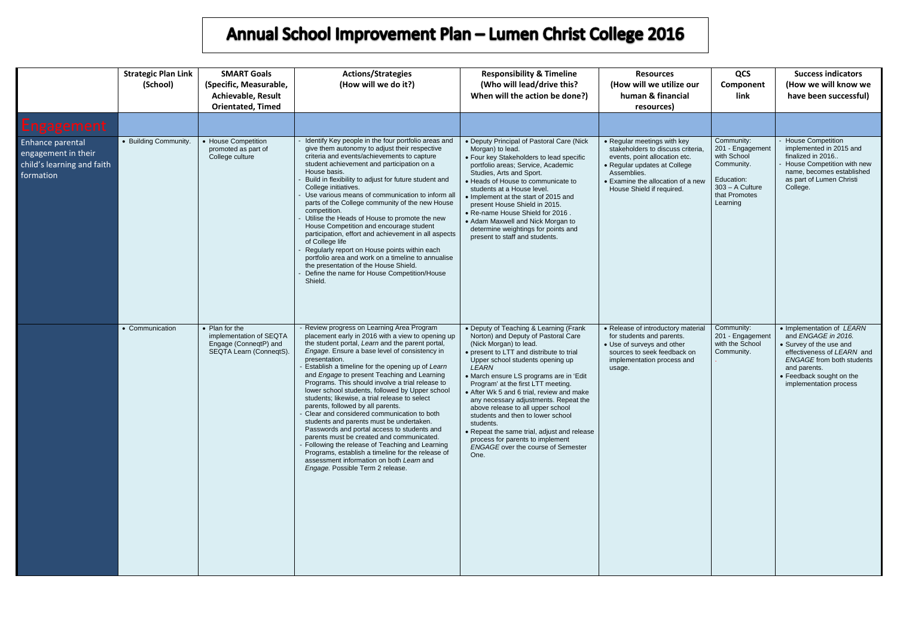# Annual School Improvement Plan – Lumen Christ College 2016

| | Strategic Plan Link (School) | SMART Goals (Specific, Measurable, Achievable, Result Orientated, Timed | Actions/Strategies (How will we do it?) | Responsibility & Timeline (Who will lead/drive this? When will the action be done?) | Resources (How will we utilize our human & financial resources) | QCS Component link | Success indicators (How we will know we have been successful) |
|---|---|---|---|---|---|---|---|
| **Engagement** | | | | | | | |
| Enhance parental engagement in their child's learning and faith formation | • Building Community. | • House Competition promoted as part of College culture | - Identify Key people in the four portfolio areas and give them autonomy to adjust their respective criteria and events/achievements to capture student achievement and participation on a House basis.<br>- Build in flexibility to adjust for future student and College initiatives.<br>- Use various means of communication to inform all parts of the College community of the new House competition.<br>- Utilise the Heads of House to promote the new House Competition and encourage student participation, effort and achievement in all aspects of College life<br>- Regularly report on House points within each portfolio area and work on a timeline to annualise the presentation of the House Shield.<br>- Define the name for House Competition/House Shield. | • Deputy Principal of Pastoral Care (Nick Morgan) to lead.<br>• Four key Stakeholders to lead specific portfolio areas; Service, Academic Studies, Arts and Sport.<br>• Heads of House to communicate to students at a House level.<br>• Implement at the start of 2015 and present House Shield in 2015.<br>• Re-name House Shield for 2016 .<br>• Adam Maxwell and Nick Morgan to determine weightings for points and present to staff and students. | • Regular meetings with key stakeholders to discuss criteria, events, point allocation etc.<br>• Regular updates at College Assemblies.<br>• Examine the allocation of a new House Shield if required. | Community: 201 - Engagement with School Community.<br><br>Education: 303 – A Culture that Promotes Learning | - House Competition implemented in 2015 and finalized in 2016..<br>- House Competition with new name, becomes established as part of Lumen Christi College. |
| | • Communication | • Plan for the implementation of SEQTA Engage (ConneqtP) and SEQTA Learn (ConneqtS). | - Review progress on Learning Area Program placement early in 2016 with a view to opening up the student portal, *Learn* and the parent portal, *Engage.* Ensure a base level of consistency in presentation.<br>- Establish a timeline for the opening up of *Learn* and *Engage* to present Teaching and Learning Programs. This should involve a trial release to lower school students, followed by Upper school students; likewise, a trial release to select parents, followed by all parents.<br>- Clear and considered communication to both students and parents must be undertaken. Passwords and portal access to students and parents must be created and communicated.<br>- Following the release of Teaching and Learning Programs, establish a timeline for the release of assessment information on both *Learn* and *Engage.* Possible Term 2 release. | • Deputy of Teaching & Learning (Frank Norton) and Deputy of Pastoral Care (Nick Morgan) to lead.<br>• present to LTT and distribute to trial Upper school students opening up *LEARN*<br>• March ensure LS programs are in 'Edit Program' at the first LTT meeting.<br>• After Wk 5 and 6 trial, review and make any necessary adjustments. Repeat the above release to all upper school students and then to lower school students.<br>• Repeat the same trial, adjust and release process for parents to implement *ENGAGE* over the course of Semester One. | • Release of introductory material for students and parents.<br>• Use of surveys and other sources to seek feedback on implementation process and usage. | Community: 201 - Engagement with the School Community. | • Implementation of *LEARN* and *ENGAGE in 2016.*<br>• Survey of the use and effectiveness of *LEARN* and *ENGAGE* from both students and parents.<br>• Feedback sought on the implementation process |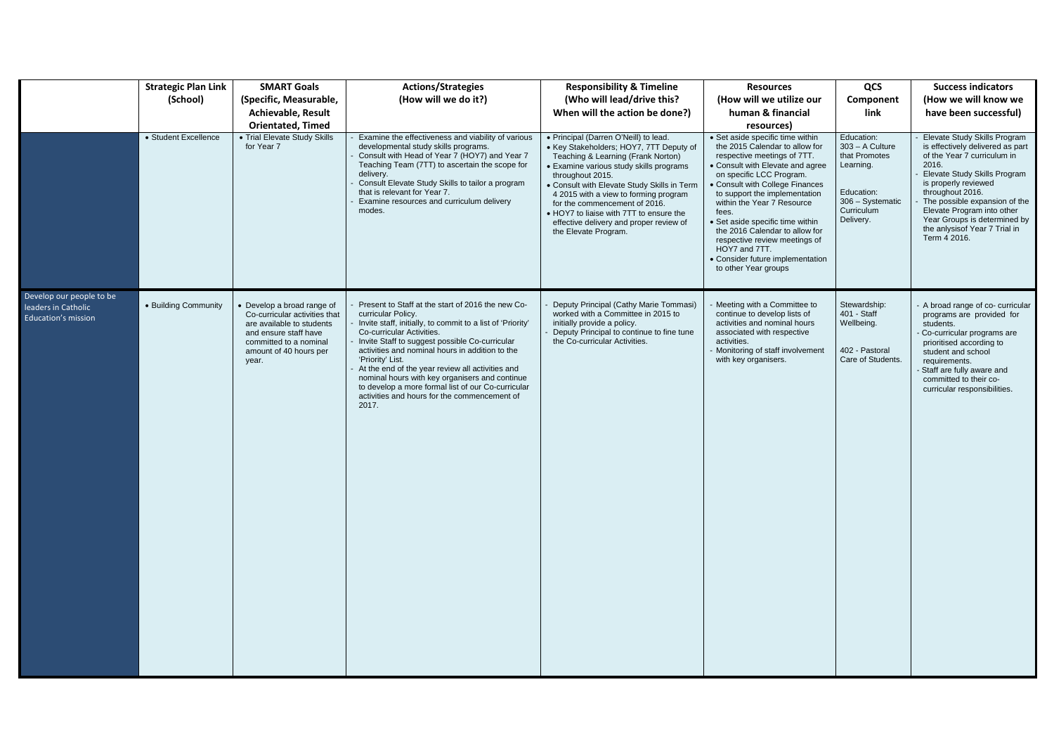| | Strategic Plan Link (School) | SMART Goals (Specific, Measurable, Achievable, Result Orientated, Timed | Actions/Strategies (How will we do it?) | Responsibility & Timeline (Who will lead/drive this? When will the action be done?) | Resources (How will we utilize our human & financial resources) | QCS Component link | Success indicators (How we will know we have been successful) |
|---|---|---|---|---|---|---|---|
| | • Student Excellence | • Trial Elevate Study Skills for Year 7 | - Examine the effectiveness and viability of various developmental study skills programs.<br>- Consult with Head of Year 7 (HOY7) and Year 7 Teaching Team (7TT) to ascertain the scope for delivery.<br>- Consult Elevate Study Skills to tailor a program that is relevant for Year 7.<br>- Examine resources and curriculum delivery modes. | • Principal (Darren O'Neill) to lead.<br>• Key Stakeholders; HOY7, 7TT Deputy of Teaching & Learning (Frank Norton)<br>• Examine various study skills programs throughout 2015.<br>• Consult with Elevate Study Skills in Term 4 2015 with a view to forming program for the commencement of 2016.<br>• HOY7 to liaise with 7TT to ensure the effective delivery and proper review of the Elevate Program. | • Set aside specific time within the 2015 Calendar to allow for respective meetings of 7TT.<br>• Consult with Elevate and agree on specific LCC Program.<br>• Consult with College Finances to support the implementation within the Year 7 Resource fees.<br>• Set aside specific time within the 2016 Calendar to allow for respective review meetings of HOY7 and 7TT.<br>• Consider future implementation to other Year groups | Education: 303 – A Culture that Promotes Learning.<br><br>Education: 306 – Systematic Curriculum Delivery. | - Elevate Study Skills Program is effectively delivered as part of the Year 7 curriculum in 2016.<br>- Elevate Study Skills Program is properly reviewed throughout 2016.<br>- The possible expansion of the Elevate Program into other Year Groups is determined by the anlysisof Year 7 Trial in Term 4 2016. |
| Develop our people to be leaders in Catholic Education's mission | • Building Community | • Develop a broad range of Co-curricular activities that are available to students and ensure staff have committed to a nominal amount of 40 hours per year. | - Present to Staff at the start of 2016 the new Co-curricular Policy.<br>- Invite staff, initially, to commit to a list of 'Priority' Co-curricular Activities.<br>- Invite Staff to suggest possible Co-curricular activities and nominal hours in addition to the 'Priority' List.<br>- At the end of the year review all activities and nominal hours with key organisers and continue to develop a more formal list of our Co-curricular activities and hours for the commencement of 2017. | - Deputy Principal (Cathy Marie Tommasi) worked with a Committee in 2015 to initially provide a policy.<br>- Deputy Principal to continue to fine tune the Co-curricular Activities. | - Meeting with a Committee to continue to develop lists of activities and nominal hours associated with respective activities.<br>- Monitoring of staff involvement with key organisers. | Stewardship: 401 - Staff Wellbeing.<br><br>402 - Pastoral Care of Students. | - A broad range of co- curricular programs are provided for students.<br>- Co-curricular programs are prioritised according to student and school requirements.<br>- Staff are fully aware and committed to their co-curricular responsibilities. |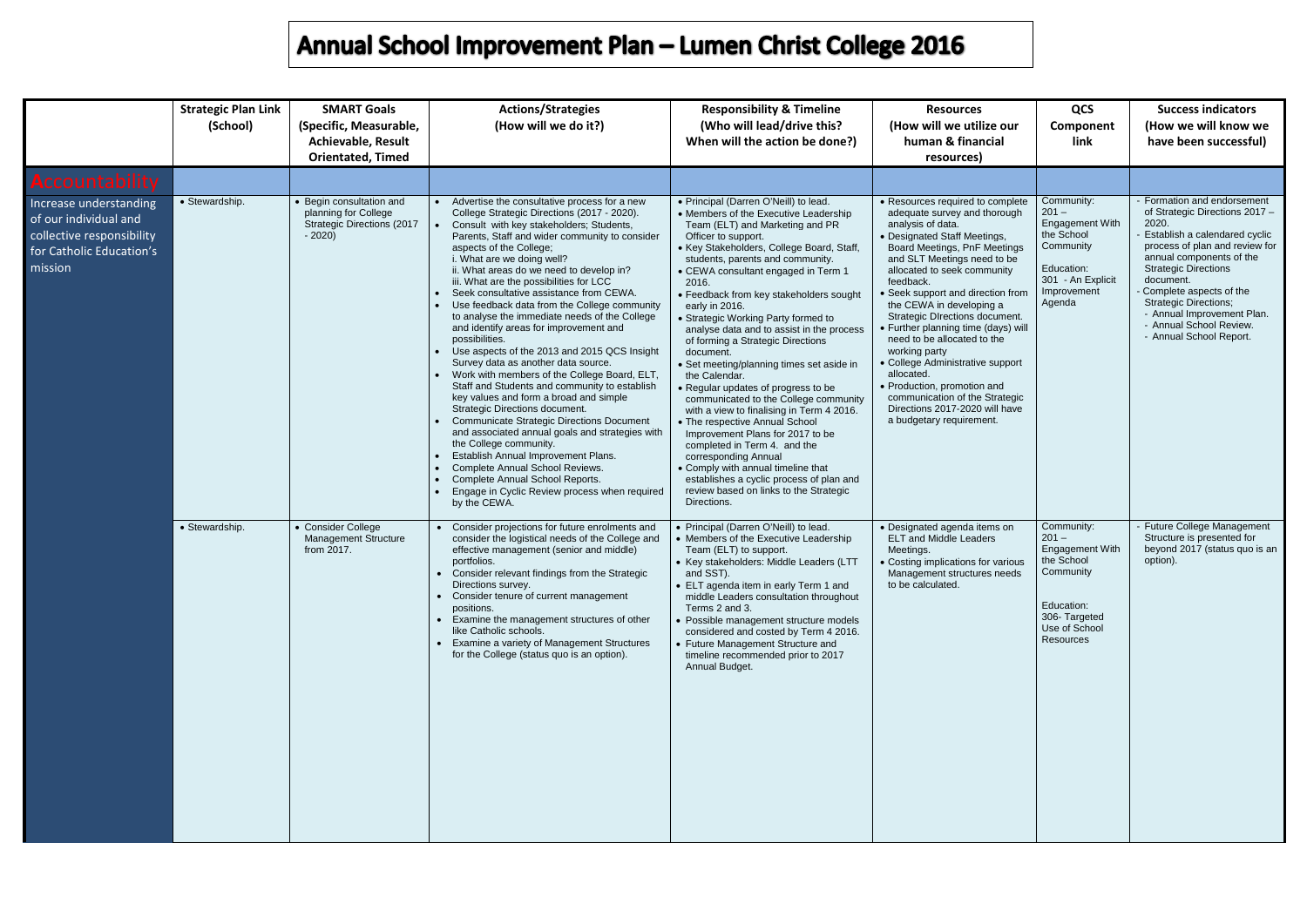# Annual School Improvement Plan – Lumen Christ College 2016

| | Strategic Plan Link (School) | SMART Goals (Specific, Measurable, Achievable, Result Orientated, Timed | Actions/Strategies (How will we do it?) | Responsibility & Timeline (Who will lead/drive this? When will the action be done?) | Resources (How will we utilize our human & financial resources) | QCS Component link | Success indicators (How we will know we have been successful) |
|---|---|---|---|---|---|---|---|
| **Accountability** | | | | | | | |
| Increase understanding of our individual and collective responsibility for Catholic Education's mission | • Stewardship. | • Begin consultation and planning for College Strategic Directions (2017 - 2020) | • Advertise the consultative process for a new College Strategic Directions (2017 - 2020).<br>• Consult with key stakeholders; Students, Parents, Staff and wider community to consider aspects of the College;<br>i. What are we doing well?<br>ii. What areas do we need to develop in?<br>iii. What are the possibilities for LCC<br>• Seek consultative assistance from CEWA.<br>• Use feedback data from the College community to analyse the immediate needs of the College and identify areas for improvement and possibilities.<br>• Use aspects of the 2013 and 2015 QCS Insight Survey data as another data source.<br>• Work with members of the College Board, ELT, Staff and Students and community to establish key values and form a broad and simple Strategic Directions document.<br>• Communicate Strategic Directions Document and associated annual goals and strategies with the College community.<br>• Establish Annual Improvement Plans.<br>• Complete Annual School Reviews.<br>• Complete Annual School Reports.<br>• Engage in Cyclic Review process when required by the CEWA. | • Principal (Darren O'Neill) to lead.<br>• Members of the Executive Leadership Team (ELT) and Marketing and PR Officer to support.<br>• Key Stakeholders, College Board, Staff, students, parents and community.<br>• CEWA consultant engaged in Term 1 2016.<br>• Feedback from key stakeholders sought early in 2016.<br>• Strategic Working Party formed to analyse data and to assist in the process of forming a Strategic Directions document.<br>• Set meeting/planning times set aside in the Calendar.<br>• Regular updates of progress to be communicated to the College community with a view to finalising in Term 4 2016.<br>• The respective Annual School Improvement Plans for 2017 to be completed in Term 4. and the corresponding Annual<br>• Comply with annual timeline that establishes a cyclic process of plan and review based on links to the Strategic Directions. | • Resources required to complete adequate survey and thorough analysis of data.<br>• Designated Staff Meetings, Board Meetings, PnF Meetings and SLT Meetings need to be allocated to seek community feedback.<br>• Seek support and direction from the CEWA in developing a Strategic DIrections document.<br>• Further planning time (days) will need to be allocated to the working party<br>• College Administrative support allocated.<br>• Production, promotion and communication of the Strategic Directions 2017-2020 will have a budgetary requirement. | Community: 201 – Engagement With the School Community<br><br>Education: 301 - An Explicit Improvement Agenda | - Formation and endorsement of Strategic Directions 2017 – 2020.<br>- Establish a calendared cyclic process of plan and review for annual components of the Strategic Directions document.<br>- Complete aspects of the Strategic Directions;<br>- Annual Improvement Plan.<br>- Annual School Review.<br>- Annual School Report. |
| | • Stewardship. | • Consider College Management Structure from 2017. | • Consider projections for future enrolments and consider the logistical needs of the College and effective management (senior and middle) portfolios.<br>• Consider relevant findings from the Strategic Directions survey.<br>• Consider tenure of current management positions.<br>• Examine the management structures of other like Catholic schools.<br>• Examine a variety of Management Structures for the College (status quo is an option). | • Principal (Darren O'Neill) to lead.<br>• Members of the Executive Leadership Team (ELT) to support.<br>• Key stakeholders: Middle Leaders (LTT and SST).<br>• ELT agenda item in early Term 1 and middle Leaders consultation throughout Terms 2 and 3.<br>• Possible management structure models considered and costed by Term 4 2016.<br>• Future Management Structure and timeline recommended prior to 2017 Annual Budget. | • Designated agenda items on ELT and Middle Leaders Meetings.<br>• Costing implications for various Management structures needs to be calculated. | Community: 201 – Engagement With the School Community<br><br>Education: 306- Targeted Use of School Resources | - Future College Management Structure is presented for beyond 2017 (status quo is an option). |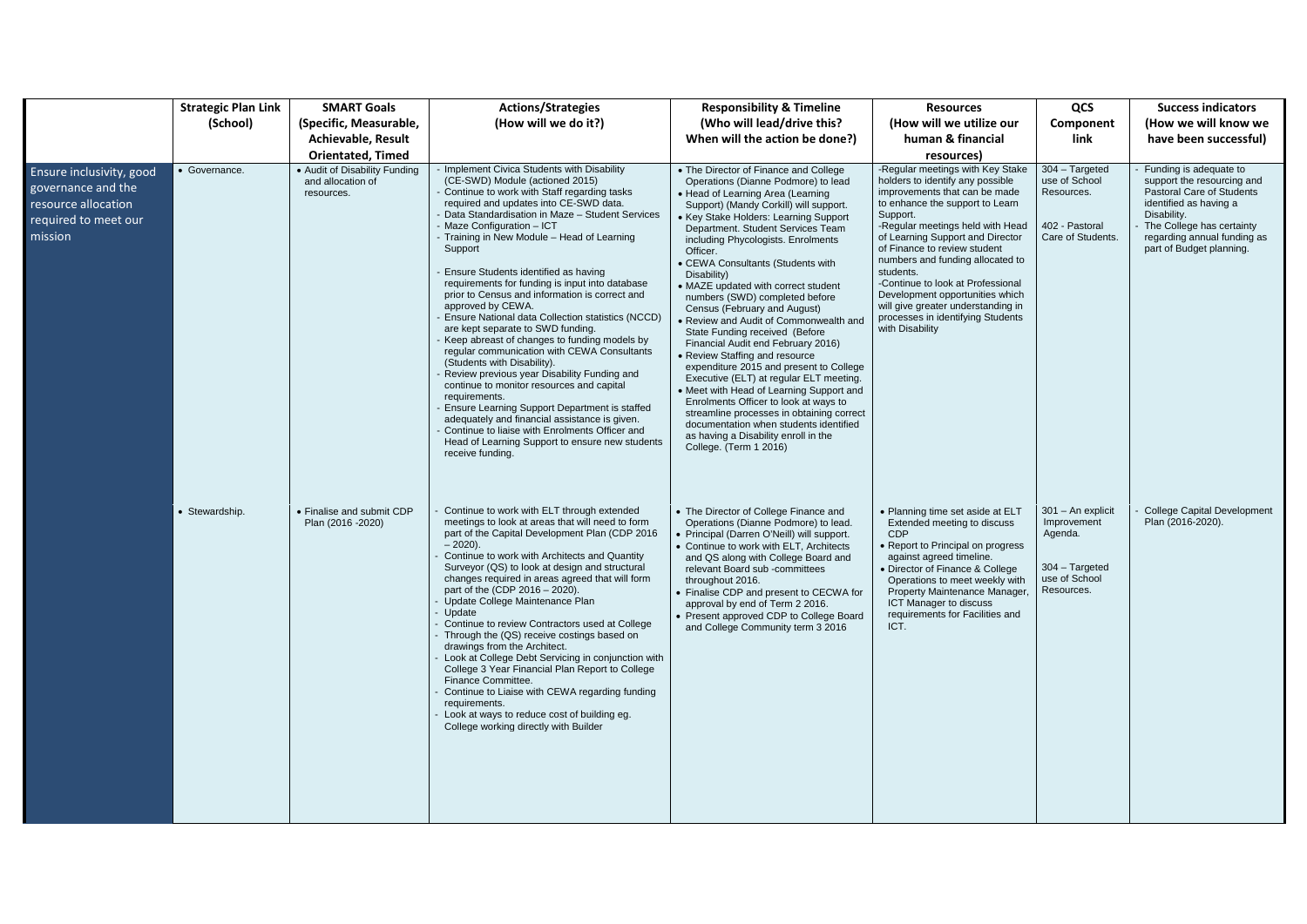| | Strategic Plan Link (School) | SMART Goals (Specific, Measurable, Achievable, Result Orientated, Timed | Actions/Strategies (How will we do it?) | Responsibility & Timeline (Who will lead/drive this? When will the action be done?) | Resources (How will we utilize our human & financial resources) | QCS Component link | Success indicators (How we will know we have been successful) |
|---|---|---|---|---|---|---|---|
| Ensure inclusivity, good governance and the resource allocation required to meet our mission | • Governance. | • Audit of Disability Funding and allocation of resources. | - Implement Civica Students with Disability (CE-SWD) Module (actioned 2015)<br>- Continue to work with Staff regarding tasks required and updates into CE-SWD data.<br>- Data Standardisation in Maze – Student Services<br>- Maze Configuration – ICT<br>- Training in New Module – Head of Learning Support<br><br>- Ensure Students identified as having requirements for funding is input into database prior to Census and information is correct and approved by CEWA.<br>- Ensure National data Collection statistics (NCCD) are kept separate to SWD funding.<br>- Keep abreast of changes to funding models by regular communication with CEWA Consultants (Students with Disability).<br>- Review previous year Disability Funding and continue to monitor resources and capital requirements.<br>- Ensure Learning Support Department is staffed adequately and financial assistance is given.<br>- Continue to liaise with Enrolments Officer and Head of Learning Support to ensure new students receive funding. | • The Director of Finance and College Operations (Dianne Podmore) to lead<br>• Head of Learning Area (Learning Support) (Mandy Corkill) will support.<br>• Key Stake Holders: Learning Support Department. Student Services Team including Phycologists. Enrolments Officer.<br>• CEWA Consultants (Students with Disability)<br>• MAZE updated with correct student numbers (SWD) completed before Census (February and August)<br>• Review and Audit of Commonwealth and State Funding received (Before Financial Audit end February 2016)<br>• Review Staffing and resource expenditure 2015 and present to College Executive (ELT) at regular ELT meeting.<br>• Meet with Head of Learning Support and Enrolments Officer to look at ways to streamline processes in obtaining correct documentation when students identified as having a Disability enroll in the College. (Term 1 2016) | -Regular meetings with Key Stake holders to identify any possible improvements that can be made to enhance the support to Learn Support.<br>-Regular meetings held with Head of Learning Support and Director of Finance to review student numbers and funding allocated to students.<br>-Continue to look at Professional Development opportunities which will give greater understanding in processes in identifying Students with Disability | 304 – Targeted use of School Resources.<br><br>402 - Pastoral Care of Students. | - Funding is adequate to support the resourcing and Pastoral Care of Students identified as having a Disability.<br>- The College has certainty regarding annual funding as part of Budget planning. |
| | • Stewardship. | • Finalise and submit CDP Plan (2016 -2020) | - Continue to work with ELT through extended meetings to look at areas that will need to form part of the Capital Development Plan (CDP 2016 – 2020).<br>- Continue to work with Architects and Quantity Surveyor (QS) to look at design and structural changes required in areas agreed that will form part of the (CDP 2016 – 2020).<br>- Update College Maintenance Plan<br>- Update<br>- Continue to review Contractors used at College<br>- Through the (QS) receive costings based on drawings from the Architect.<br>- Look at College Debt Servicing in conjunction with College 3 Year Financial Plan Report to College Finance Committee.<br>- Continue to Liaise with CEWA regarding funding requirements.<br>- Look at ways to reduce cost of building eg. College working directly with Builder | • The Director of College Finance and Operations (Dianne Podmore) to lead.<br>• Principal (Darren O'Neill) will support.<br>• Continue to work with ELT, Architects and QS along with College Board and relevant Board sub -committees throughout 2016.<br>• Finalise CDP and present to CECWA for approval by end of Term 2 2016.<br>• Present approved CDP to College Board and College Community term 3 2016 | • Planning time set aside at ELT Extended meeting to discuss CDP<br>• Report to Principal on progress against agreed timeline.<br>• Director of Finance & College Operations to meet weekly with Property Maintenance Manager, ICT Manager to discuss requirements for Facilities and ICT. | 301 – An explicit Improvement Agenda.<br><br>304 – Targeted use of School Resources. | - College Capital Development Plan (2016-2020). |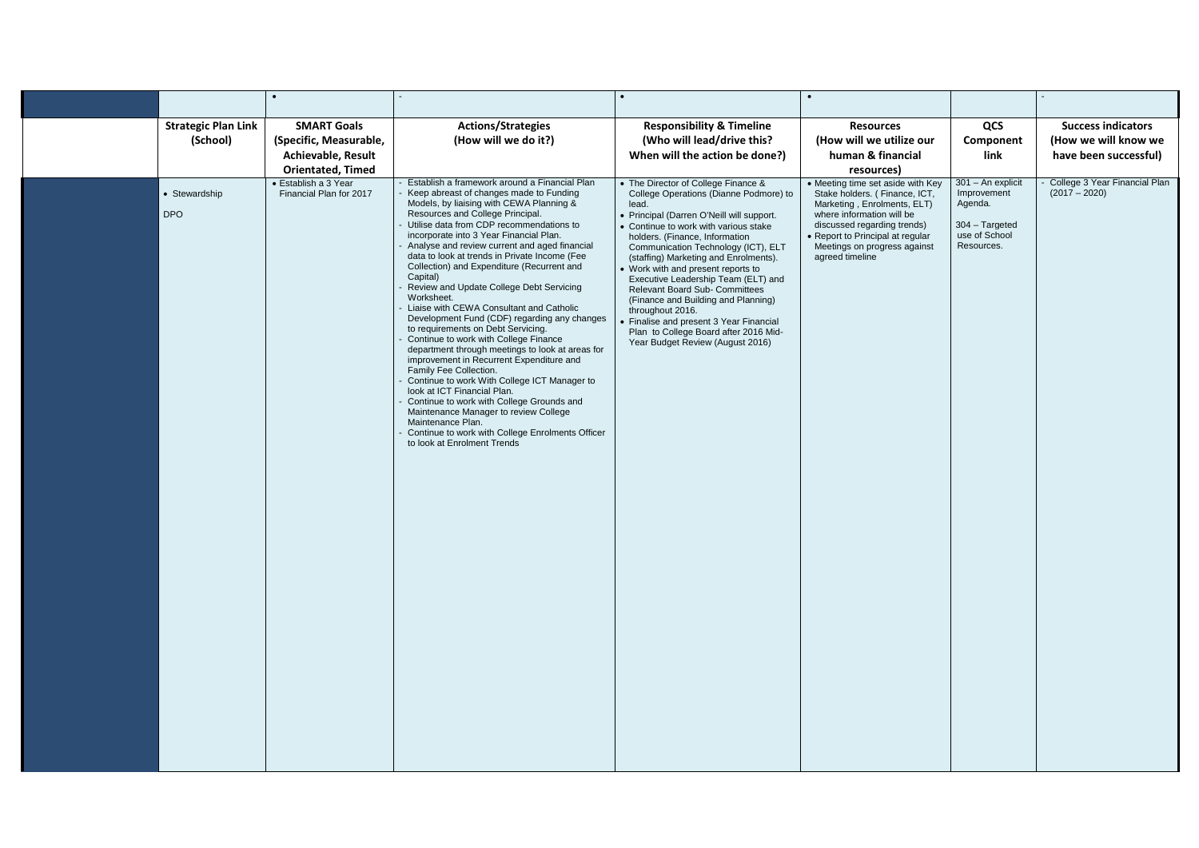| Strategic Plan Link (School) | SMART Goals (Specific, Measurable, Achievable, Result Orientated, Timed | Actions/Strategies (How will we do it?) | Responsibility & Timeline (Who will lead/drive this? When will the action be done?) | Resources (How will we utilize our human & financial resources) | QCS Component link | Success indicators (How we will know we have been successful) |
|---|---|---|---|---|---|---|
| • Stewardship<br><br>DPO | • Establish a 3 Year Financial Plan for 2017 | - Establish a framework around a Financial Plan<br>- Keep abreast of changes made to Funding Models, by liaising with CEWA Planning & Resources and College Principal.<br>- Utilise data from CDP recommendations to incorporate into 3 Year Financial Plan.<br>- Analyse and review current and aged financial data to look at trends in Private Income (Fee Collection) and Expenditure (Recurrent and Capital)<br>- Review and Update College Debt Servicing Worksheet.<br>- Liaise with CEWA Consultant and Catholic Development Fund (CDF) regarding any changes to requirements on Debt Servicing.<br>- Continue to work with College Finance department through meetings to look at areas for improvement in Recurrent Expenditure and Family Fee Collection.<br>- Continue to work With College ICT Manager to look at ICT Financial Plan.<br>- Continue to work with College Grounds and Maintenance Manager to review College Maintenance Plan.<br>- Continue to work with College Enrolments Officer to look at Enrolment Trends | • The Director of College Finance & College Operations (Dianne Podmore) to lead.<br>• Principal (Darren O'Neill will support.<br>• Continue to work with various stake holders. (Finance, Information Communication Technology (ICT), ELT (staffing) Marketing and Enrolments).<br>• Work with and present reports to Executive Leadership Team (ELT) and Relevant Board Sub- Committees (Finance and Building and Planning) throughout 2016.<br>• Finalise and present 3 Year Financial Plan to College Board after 2016 Mid-Year Budget Review (August 2016) | • Meeting time set aside with Key Stake holders. ( Finance, ICT, Marketing , Enrolments, ELT) where information will be discussed regarding trends)<br>• Report to Principal at regular Meetings on progress against agreed timeline | 301 – An explicit Improvement Agenda.<br><br>304 – Targeted use of School Resources. | - College 3 Year Financial Plan (2017 – 2020) |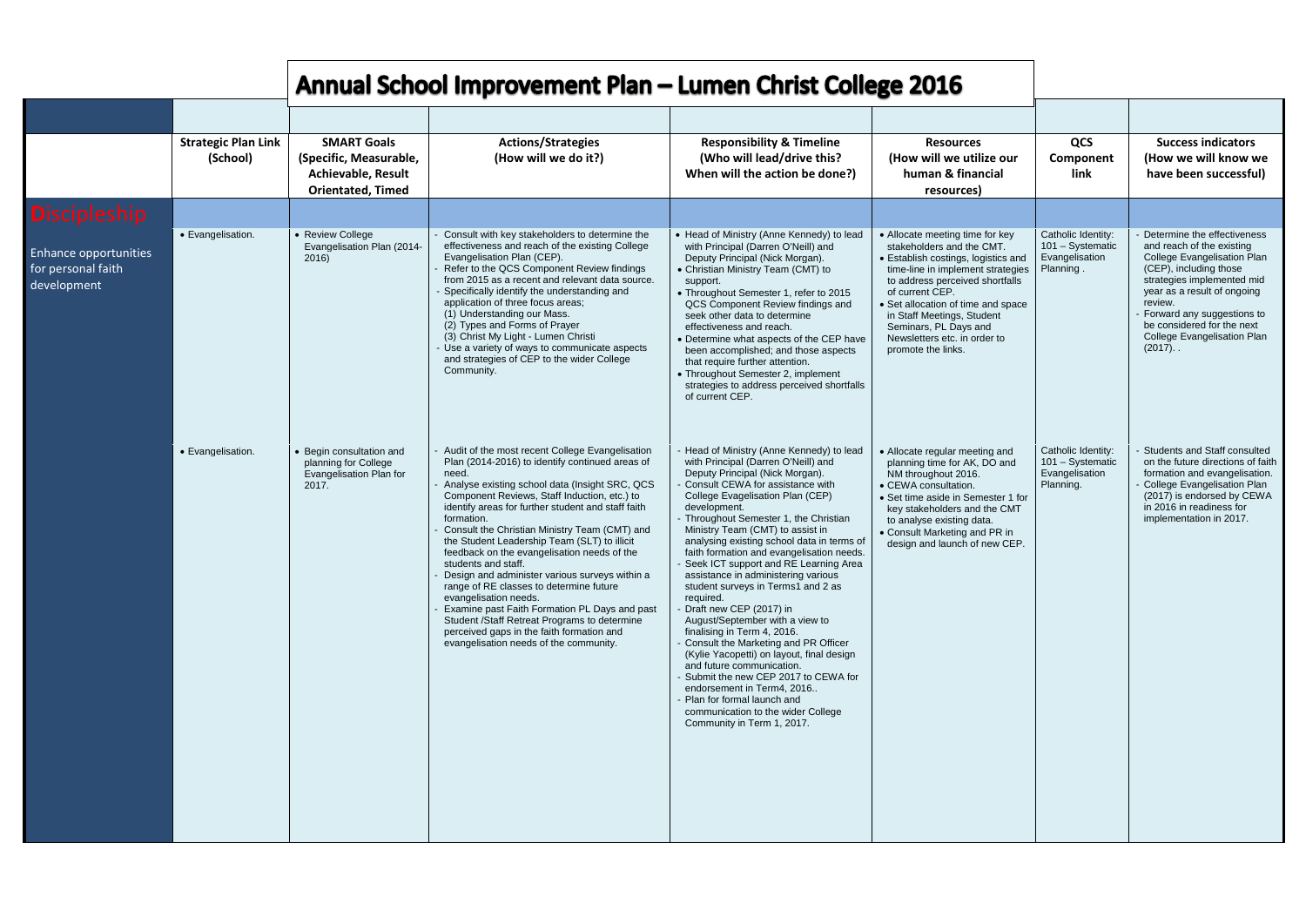# Annual School Improvement Plan – Lumen Christ College 2016

| | Strategic Plan Link (School) | SMART Goals (Specific, Measurable, Achievable, Result Orientated, Timed | Actions/Strategies (How will we do it?) | Responsibility & Timeline (Who will lead/drive this? When will the action be done?) | Resources (How will we utilize our human & financial resources) | QCS Component link | Success indicators (How we will know we have been successful) |
|---|---|---|---|---|---|---|---|
| **Discipleship**<br><br>Enhance opportunities for personal faith development | • Evangelisation. | • Review College Evangelisation Plan (2014-2016) | - Consult with key stakeholders to determine the effectiveness and reach of the existing College Evangelisation Plan (CEP).<br>- Refer to the QCS Component Review findings from 2015 as a recent and relevant data source.<br>- Specifically identify the understanding and application of three focus areas;<br>(1) Understanding our Mass.<br>(2) Types and Forms of Prayer<br>(3) Christ My Light - Lumen Christi<br>- Use a variety of ways to communicate aspects and strategies of CEP to the wider College Community. | • Head of Ministry (Anne Kennedy) to lead with Principal (Darren O'Neill) and Deputy Principal (Nick Morgan).<br>• Christian Ministry Team (CMT) to support.<br>• Throughout Semester 1, refer to 2015 QCS Component Review findings and seek other data to determine effectiveness and reach.<br>• Determine what aspects of the CEP have been accomplished; and those aspects that require further attention.<br>• Throughout Semester 2, implement strategies to address perceived shortfalls of current CEP. | • Allocate meeting time for key stakeholders and the CMT.<br>• Establish costings, logistics and time-line in implement strategies to address perceived shortfalls of current CEP.<br>• Set allocation of time and space in Staff Meetings, Student Seminars, PL Days and Newsletters etc. in order to promote the links. | Catholic Identity: 101 – Systematic Evangelisation Planning . | - Determine the effectiveness and reach of the existing College Evangelisation Plan (CEP), including those strategies implemented mid year as a result of ongoing review.<br>- Forward any suggestions to be considered for the next College Evangelisation Plan (2017). . |
| | • Evangelisation. | • Begin consultation and planning for College Evangelisation Plan for 2017. | - Audit of the most recent College Evangelisation Plan (2014-2016) to identify continued areas of need.<br>- Analyse existing school data (Insight SRC, QCS Component Reviews, Staff Induction, etc.) to identify areas for further student and staff faith formation.<br>- Consult the Christian Ministry Team (CMT) and the Student Leadership Team (SLT) to illicit feedback on the evangelisation needs of the students and staff.<br>- Design and administer various surveys within a range of RE classes to determine future evangelisation needs.<br>- Examine past Faith Formation PL Days and past Student /Staff Retreat Programs to determine perceived gaps in the faith formation and evangelisation needs of the community. | - Head of Ministry (Anne Kennedy) to lead with Principal (Darren O'Neill) and Deputy Principal (Nick Morgan).<br>- Consult CEWA for assistance with College Evagelisation Plan (CEP) development.<br>- Throughout Semester 1, the Christian Ministry Team (CMT) to assist in analysing existing school data in terms of faith formation and evangelisation needs.<br>- Seek ICT support and RE Learning Area assistance in administering various student surveys in Terms1 and 2 as required.<br>- Draft new CEP (2017) in August/September with a view to finalising in Term 4, 2016.<br>- Consult the Marketing and PR Officer (Kylie Yacopetti) on layout, final design and future communication.<br>- Submit the new CEP 2017 to CEWA for endorsement in Term4, 2016..<br>- Plan for formal launch and communication to the wider College Community in Term 1, 2017. | • Allocate regular meeting and planning time for AK, DO and NM throughout 2016.<br>• CEWA consultation.<br>• Set time aside in Semester 1 for key stakeholders and the CMT to analyse existing data.<br>• Consult Marketing and PR in design and launch of new CEP. | Catholic Identity: 101 – Systematic Evangelisation Planning. | - Students and Staff consulted on the future directions of faith formation and evangelisation.<br>- College Evangelisation Plan (2017) is endorsed by CEWA in 2016 in readiness for implementation in 2017. |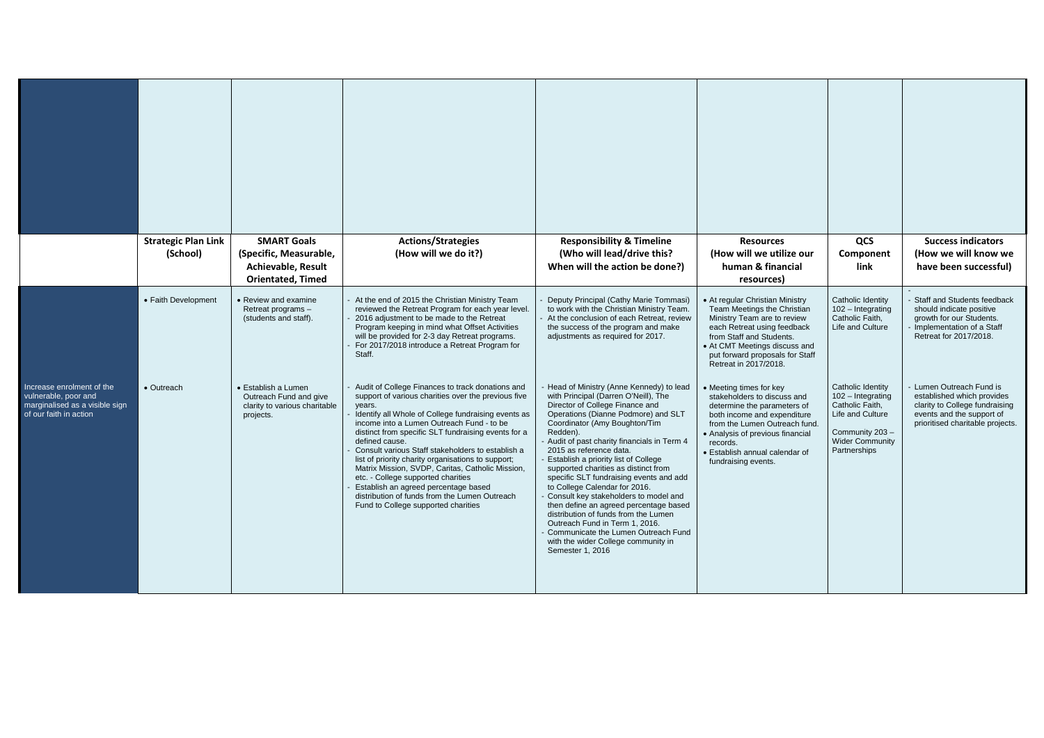| | Strategic Plan Link (School) | SMART Goals (Specific, Measurable, Achievable, Result Orientated, Timed | Actions/Strategies (How will we do it?) | Responsibility & Timeline (Who will lead/drive this? When will the action be done?) | Resources (How will we utilize our human & financial resources) | QCS Component link | Success indicators (How we will know we have been successful) |
|---|---|---|---|---|---|---|---|
| | • Faith Development | • Review and examine Retreat programs – (students and staff). | - At the end of 2015 the Christian Ministry Team reviewed the Retreat Program for each year level.<br>- 2016 adjustment to be made to the Retreat Program keeping in mind what Offset Activities will be provided for 2-3 day Retreat programs.<br>- For 2017/2018 introduce a Retreat Program for Staff. | - Deputy Principal (Cathy Marie Tommasi) to work with the Christian Ministry Team.<br>- At the conclusion of each Retreat, review the success of the program and make adjustments as required for 2017. | • At regular Christian Ministry Team Meetings the Christian Ministry Team are to review each Retreat using feedback from Staff and Students.<br>• At CMT Meetings discuss and put forward proposals for Staff Retreat in 2017/2018. | Catholic Identity 102 – Integrating Catholic Faith, Life and Culture | -<br>- Staff and Students feedback should indicate positive growth for our Students.<br>- Implementation of a Staff Retreat for 2017/2018. |
| Increase enrolment of the vulnerable, poor and marginalised as a visible sign of our faith in action | • Outreach | • Establish a Lumen Outreach Fund and give clarity to various charitable projects. | - Audit of College Finances to track donations and support of various charities over the previous five years.<br>- Identify all Whole of College fundraising events as income into a Lumen Outreach Fund - to be distinct from specific SLT fundraising events for a defined cause.<br>- Consult various Staff stakeholders to establish a list of priority charity organisations to support; Matrix Mission, SVDP, Caritas, Catholic Mission, etc. - College supported charities<br>- Establish an agreed percentage based distribution of funds from the Lumen Outreach Fund to College supported charities | - Head of Ministry (Anne Kennedy) to lead with Principal (Darren O'Neill), The Director of College Finance and Operations (Dianne Podmore) and SLT Coordinator (Amy Boughton/Tim Redden).<br>- Audit of past charity financials in Term 4 2015 as reference data.<br>- Establish a priority list of College supported charities as distinct from specific SLT fundraising events and add to College Calendar for 2016.<br>- Consult key stakeholders to model and then define an agreed percentage based distribution of funds from the Lumen Outreach Fund in Term 1, 2016.<br>- Communicate the Lumen Outreach Fund with the wider College community in Semester 1, 2016 | • Meeting times for key stakeholders to discuss and determine the parameters of both income and expenditure from the Lumen Outreach fund.<br>• Analysis of previous financial records.<br>• Establish annual calendar of fundraising events. | Catholic Identity 102 – Integrating Catholic Faith, Life and Culture<br><br>Community 203 – Wider Community Partnerships | - Lumen Outreach Fund is established which provides clarity to College fundraising events and the support of prioritised charitable projects. |